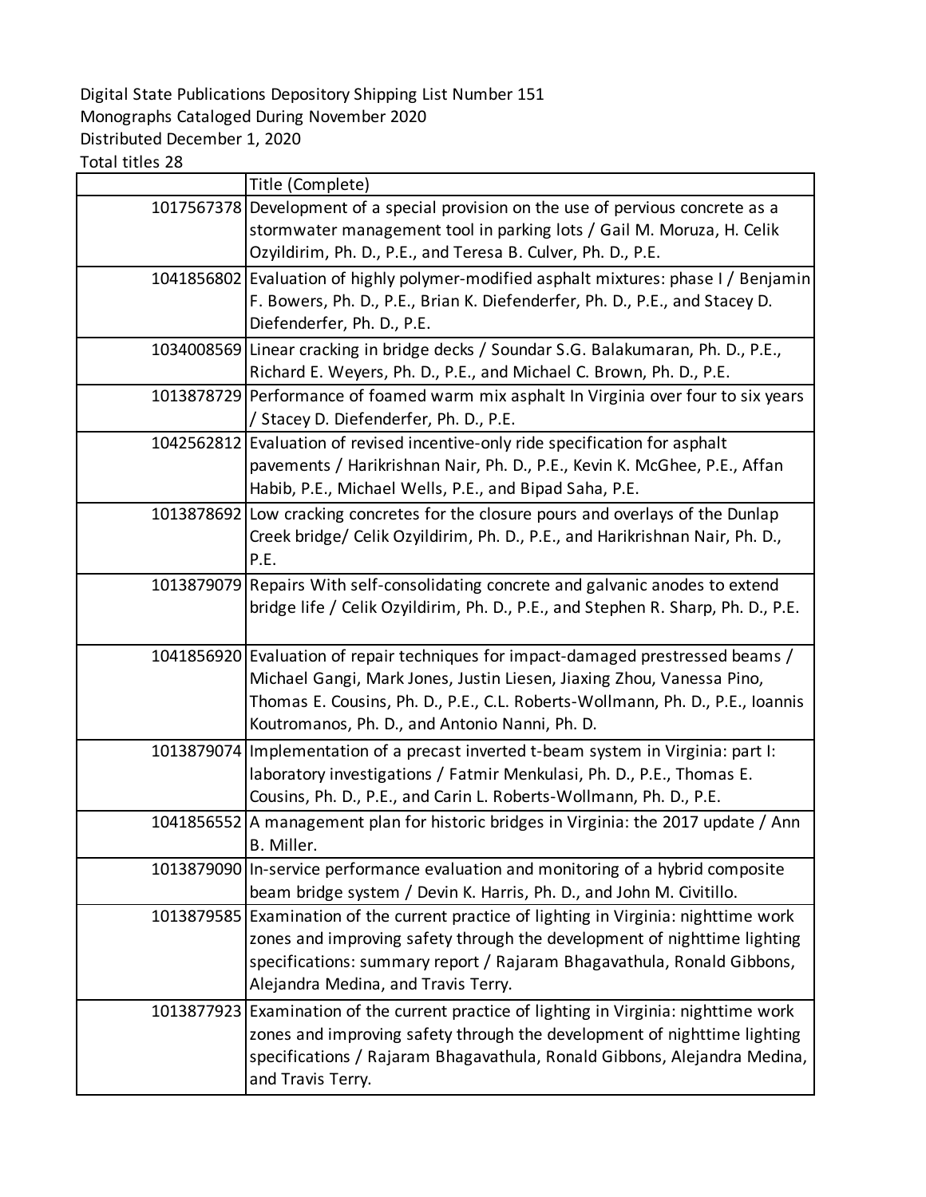Digital State Publications Depository Shipping List Number 151
Monographs Cataloged During November 2020
Distributed December 1, 2020
Total titles 28

| | Title (Complete) |
|---|---|
| 1017567378 | Development of a special provision on the use of pervious concrete as a stormwater management tool in parking lots / Gail M. Moruza, H. Celik Ozyildirim, Ph. D., P.E., and Teresa B. Culver, Ph. D., P.E. |
| 1041856802 | Evaluation of highly polymer-modified asphalt mixtures: phase I / Benjamin F. Bowers, Ph. D., P.E., Brian K. Diefenderfer, Ph. D., P.E., and Stacey D. Diefenderfer, Ph. D., P.E. |
| 1034008569 | Linear cracking in bridge decks / Soundar S.G. Balakumaran, Ph. D., P.E., Richard E. Weyers, Ph. D., P.E., and Michael C. Brown, Ph. D., P.E. |
| 1013878729 | Performance of foamed warm mix asphalt In Virginia over four to six years / Stacey D. Diefenderfer, Ph. D., P.E. |
| 1042562812 | Evaluation of revised incentive-only ride specification for asphalt pavements / Harikrishnan Nair, Ph. D., P.E., Kevin K. McGhee, P.E., Affan Habib, P.E., Michael Wells, P.E., and Bipad Saha, P.E. |
| 1013878692 | Low cracking concretes for the closure pours and overlays of the Dunlap Creek bridge/ Celik Ozyildirim, Ph. D., P.E., and Harikrishnan Nair, Ph. D., P.E. |
| 1013879079 | Repairs With self-consolidating concrete and galvanic anodes to extend bridge life / Celik Ozyildirim, Ph. D., P.E., and Stephen R. Sharp, Ph. D., P.E. |
| 1041856920 | Evaluation of repair techniques for impact-damaged prestressed beams / Michael Gangi, Mark Jones, Justin Liesen, Jiaxing Zhou, Vanessa Pino, Thomas E. Cousins, Ph. D., P.E., C.L. Roberts-Wollmann, Ph. D., P.E., Ioannis Koutromanos, Ph. D., and Antonio Nanni, Ph. D. |
| 1013879074 | Implementation of a precast inverted t-beam system in Virginia: part I: laboratory investigations / Fatmir Menkulasi, Ph. D., P.E., Thomas E. Cousins, Ph. D., P.E., and Carin L. Roberts-Wollmann, Ph. D., P.E. |
| 1041856552 | A management plan for historic bridges in Virginia: the 2017 update / Ann B. Miller. |
| 1013879090 | In-service performance evaluation and monitoring of a hybrid composite beam bridge system / Devin K. Harris, Ph. D., and John M. Civitillo. |
| 1013879585 | Examination of the current practice of lighting in Virginia: nighttime work zones and improving safety through the development of nighttime lighting specifications: summary report / Rajaram Bhagavathula, Ronald Gibbons, Alejandra Medina, and Travis Terry. |
| 1013877923 | Examination of the current practice of lighting in Virginia: nighttime work zones and improving safety through the development of nighttime lighting specifications / Rajaram Bhagavathula, Ronald Gibbons, Alejandra Medina, and Travis Terry. |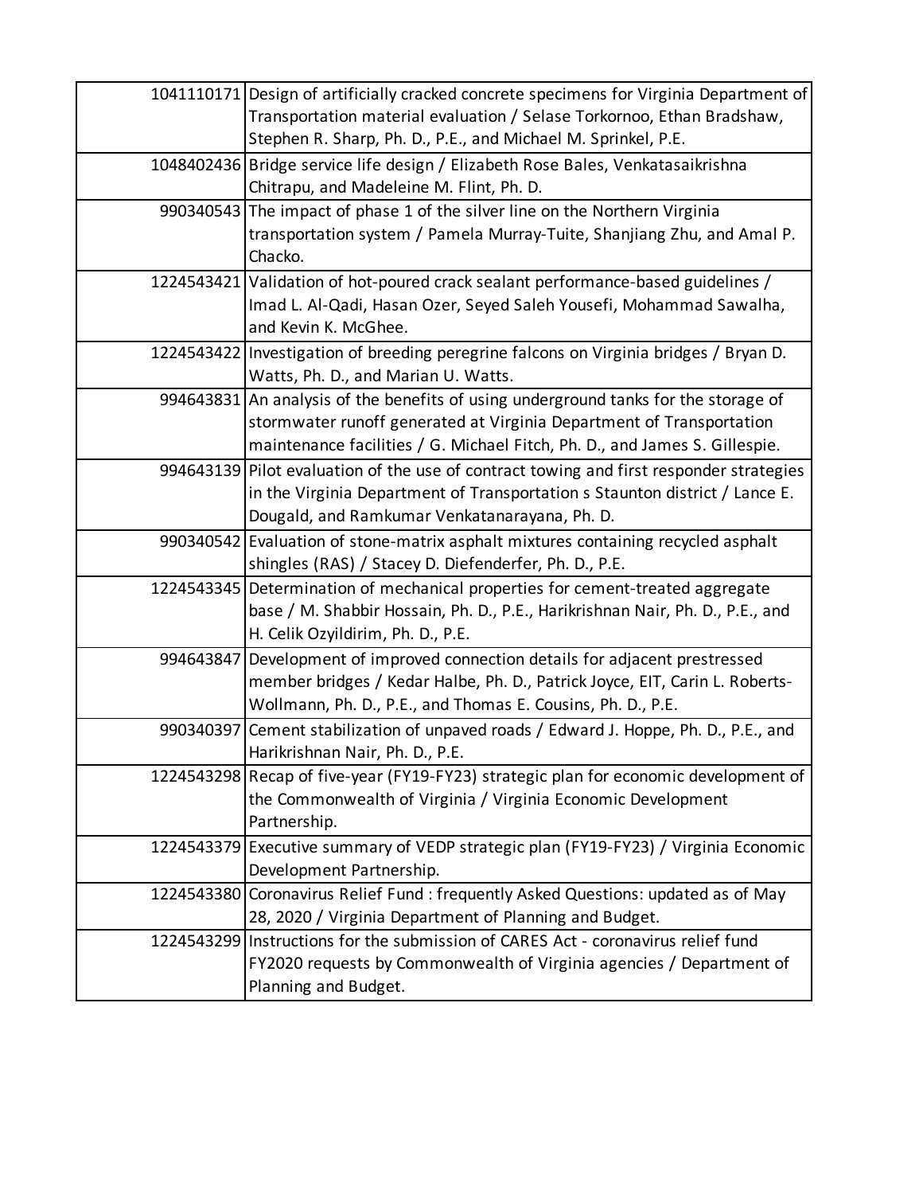| | |
|---|---|
| 1041110171 | Design of artificially cracked concrete specimens for Virginia Department of Transportation material evaluation / Selase Torkornoo, Ethan Bradshaw, Stephen R. Sharp, Ph. D., P.E., and Michael M. Sprinkel, P.E. |
| 1048402436 | Bridge service life design / Elizabeth Rose Bales, Venkatasaikrishna Chitrapu, and Madeleine M. Flint, Ph. D. |
| 990340543 | The impact of phase 1 of the silver line on the Northern Virginia transportation system / Pamela Murray-Tuite, Shanjiang Zhu, and Amal P. Chacko. |
| 1224543421 | Validation of hot-poured crack sealant performance-based guidelines / Imad L. Al-Qadi, Hasan Ozer, Seyed Saleh Yousefi, Mohammad Sawalha, and Kevin K. McGhee. |
| 1224543422 | Investigation of breeding peregrine falcons on Virginia bridges / Bryan D. Watts, Ph. D., and Marian U. Watts. |
| 994643831 | An analysis of the benefits of using underground tanks for the storage of stormwater runoff generated at Virginia Department of Transportation maintenance facilities / G. Michael Fitch, Ph. D., and James S. Gillespie. |
| 994643139 | Pilot evaluation of the use of contract towing and first responder strategies in the Virginia Department of Transportation s Staunton district / Lance E. Dougald, and Ramkumar Venkatanarayana, Ph. D. |
| 990340542 | Evaluation of stone-matrix asphalt mixtures containing recycled asphalt shingles (RAS) / Stacey D. Diefenderfer, Ph. D., P.E. |
| 1224543345 | Determination of mechanical properties for cement-treated aggregate base / M. Shabbir Hossain, Ph. D., P.E., Harikrishnan Nair, Ph. D., P.E., and H. Celik Ozyildirim, Ph. D., P.E. |
| 994643847 | Development of improved connection details for adjacent prestressed member bridges / Kedar Halbe, Ph. D., Patrick Joyce, EIT, Carin L. Roberts-Wollmann, Ph. D., P.E., and Thomas E. Cousins, Ph. D., P.E. |
| 990340397 | Cement stabilization of unpaved roads / Edward J. Hoppe, Ph. D., P.E., and Harikrishnan Nair, Ph. D., P.E. |
| 1224543298 | Recap of five-year (FY19-FY23) strategic plan for economic development of the Commonwealth of Virginia / Virginia Economic Development Partnership. |
| 1224543379 | Executive summary of VEDP strategic plan (FY19-FY23) / Virginia Economic Development Partnership. |
| 1224543380 | Coronavirus Relief Fund : frequently Asked Questions: updated as of May 28, 2020 / Virginia Department of Planning and Budget. |
| 1224543299 | Instructions for the submission of CARES Act - coronavirus relief fund FY2020 requests by Commonwealth of Virginia agencies / Department of Planning and Budget. |